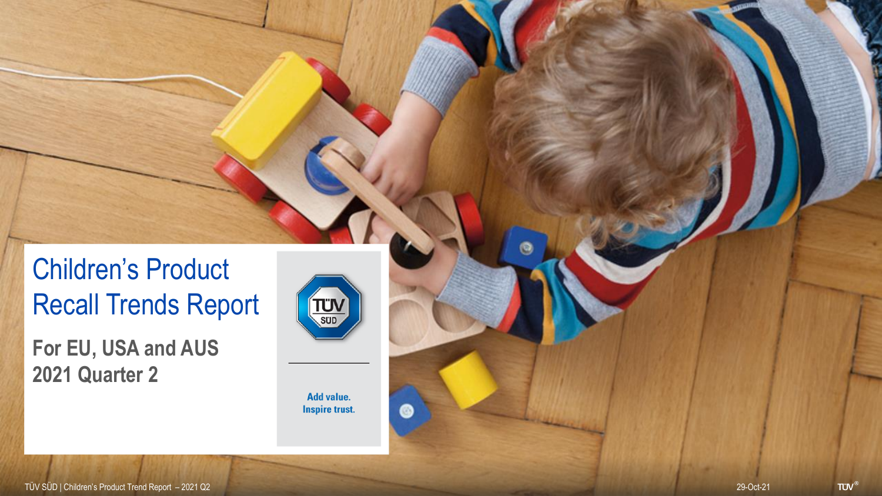# Children's Product Recall Trends Report

**For EU, USA and AUS**
**2021 Quarter 2**

TÜV SÜD

Add value.
Inspire trust.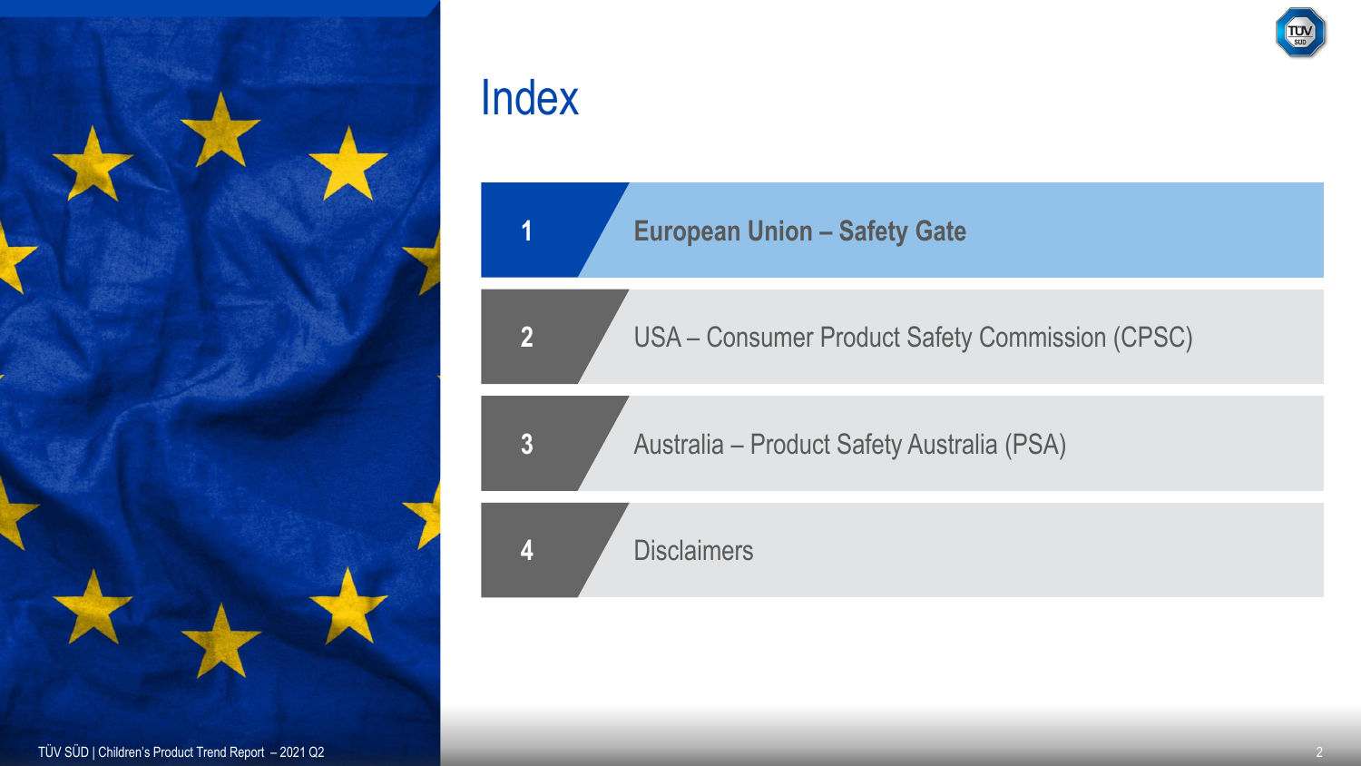# Index

1. **European Union – Safety Gate**
2. USA – Consumer Product Safety Commission (CPSC)
3. Australia – Product Safety Australia (PSA)
4. Disclaimers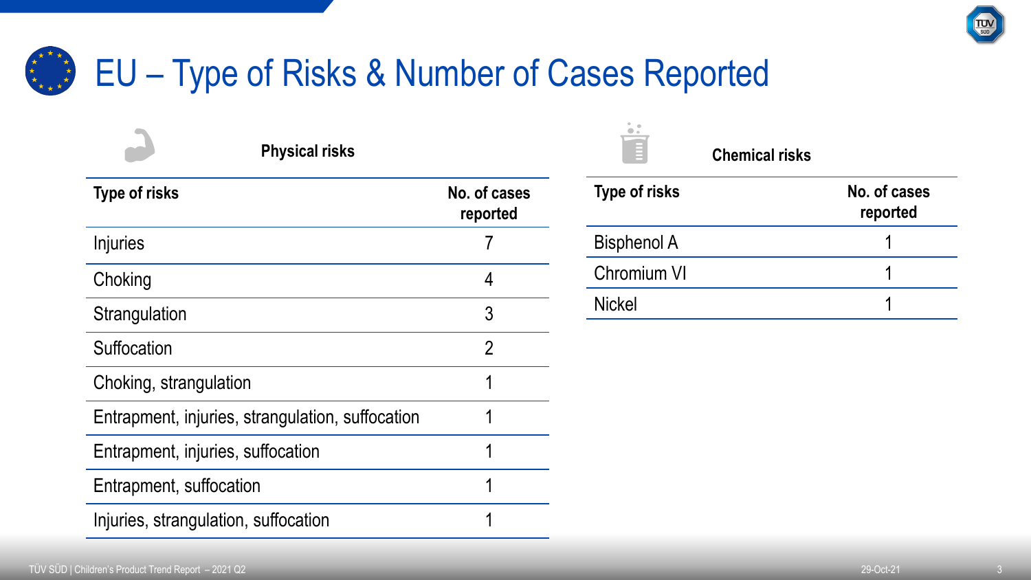# EU – Type of Risks & Number of Cases Reported

### Physical risks

| Type of risks | No. of cases reported |
|---|---|
| Injuries | 7 |
| Choking | 4 |
| Strangulation | 3 |
| Suffocation | 2 |
| Choking, strangulation | 1 |
| Entrapment, injuries, strangulation, suffocation | 1 |
| Entrapment, injuries, suffocation | 1 |
| Entrapment, suffocation | 1 |
| Injuries, strangulation, suffocation | 1 |

### Chemical risks

| Type of risks | No. of cases reported |
|---|---|
| Bisphenol A | 1 |
| Chromium VI | 1 |
| Nickel | 1 |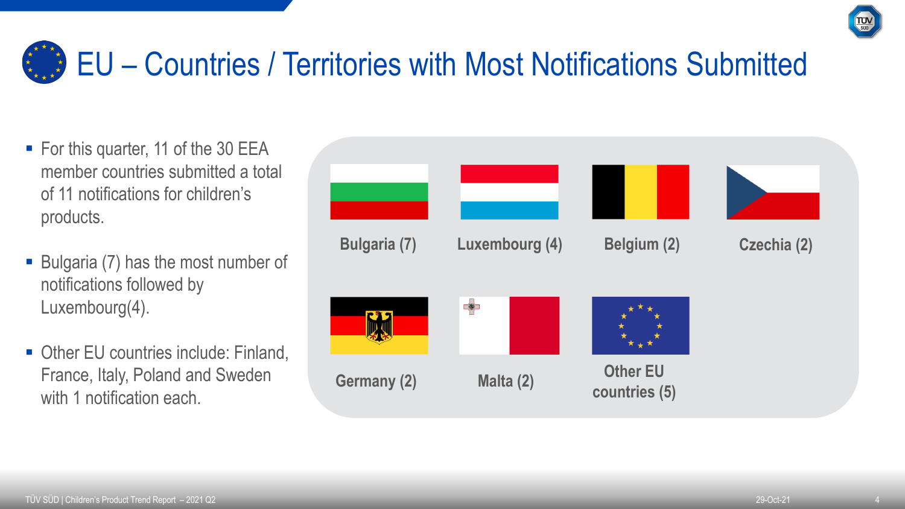# EU – Countries / Territories with Most Notifications Submitted

- For this quarter, 11 of the 30 EEA member countries submitted a total of 11 notifications for children's products.
- Bulgaria (7) has the most number of notifications followed by Luxembourg(4).
- Other EU countries include: Finland, France, Italy, Poland and Sweden with 1 notification each.

Bulgaria (7)

Luxembourg (4)

Belgium (2)

Czechia (2)

Germany (2)

Malta (2)

Other EU countries (5)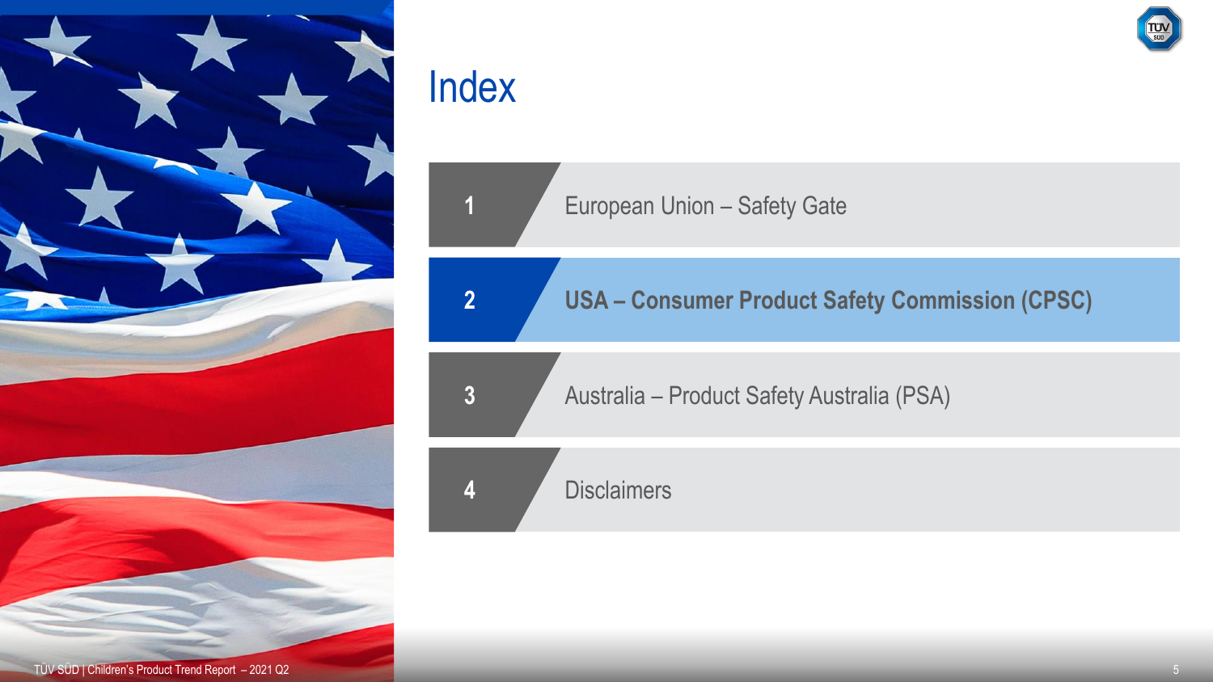# Index

1. European Union – Safety Gate
2. **USA – Consumer Product Safety Commission (CPSC)**
3. Australia – Product Safety Australia (PSA)
4. Disclaimers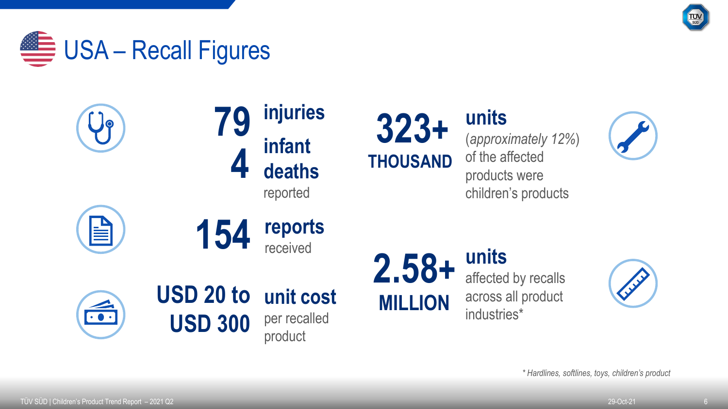# USA – Recall Figures

**79 injuries**
**4 infant deaths** reported

**154 reports** received

**USD 20 to USD 300 unit cost** per recalled product

**323+ THOUSAND units** (*approximately 12%*) of the affected products were children's products

**2.58+ MILLION units** affected by recalls across all product industries*

*\* Hardlines, softlines, toys, children's product*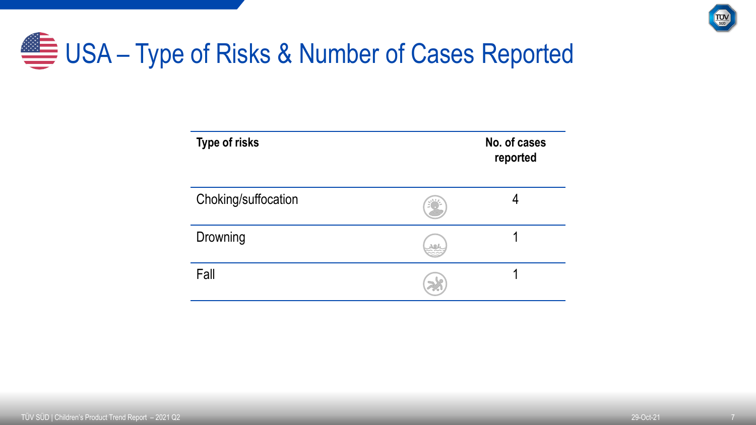# USA – Type of Risks & Number of Cases Reported

| Type of risks | No. of cases reported |
|---|---|
| Choking/suffocation | 4 |
| Drowning | 1 |
| Fall | 1 |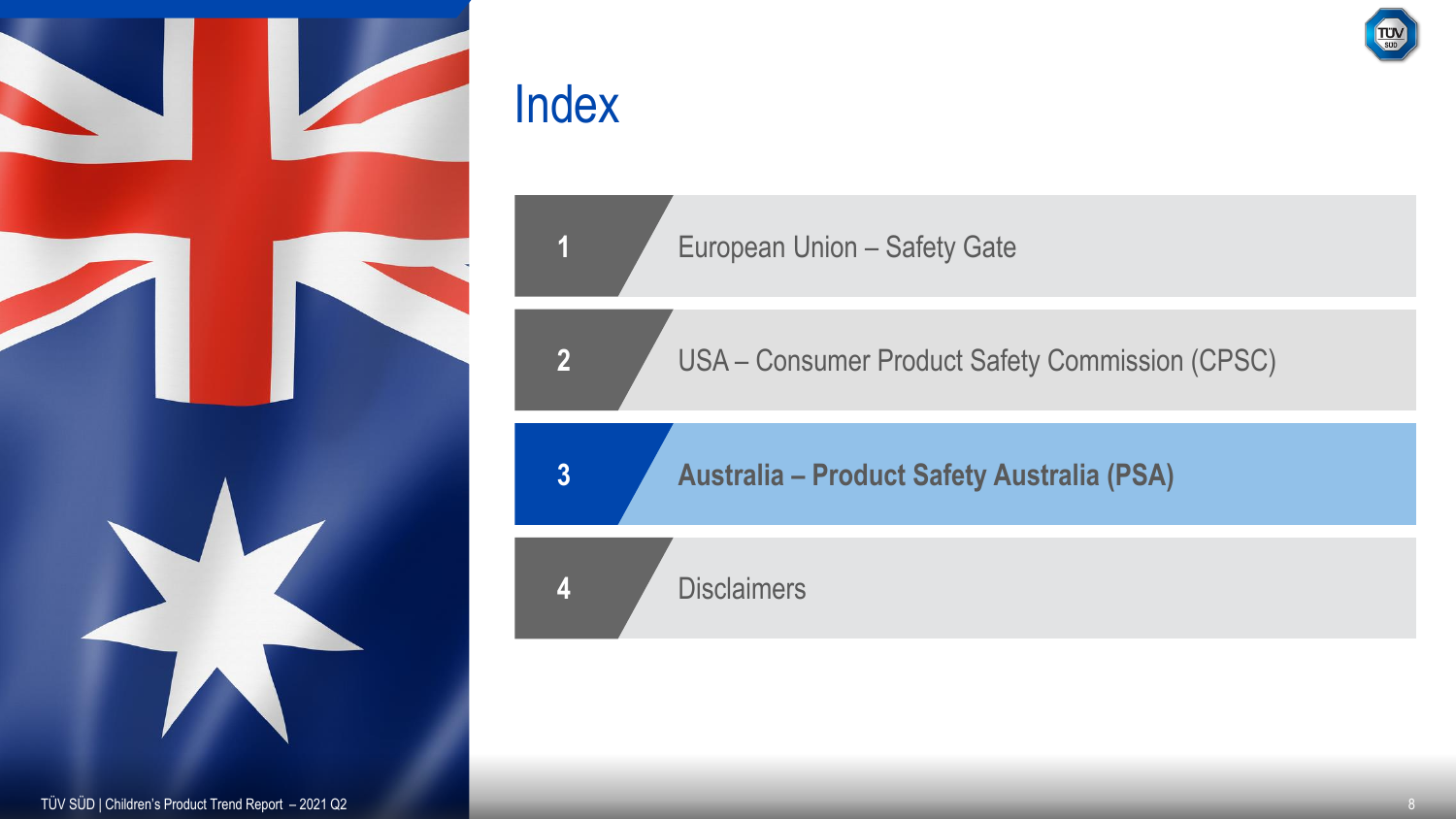# Index

1. European Union – Safety Gate
2. USA – Consumer Product Safety Commission (CPSC)
3. **Australia – Product Safety Australia (PSA)**
4. Disclaimers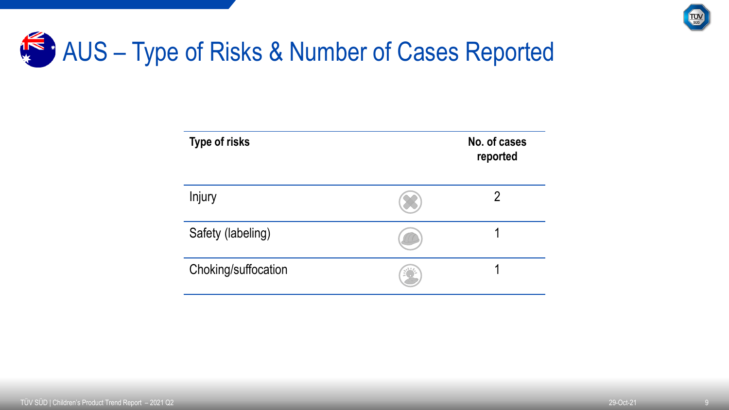# AUS – Type of Risks & Number of Cases Reported

| Type of risks | No. of cases reported |
| --- | --- |
| Injury | 2 |
| Safety (labeling) | 1 |
| Choking/suffocation | 1 |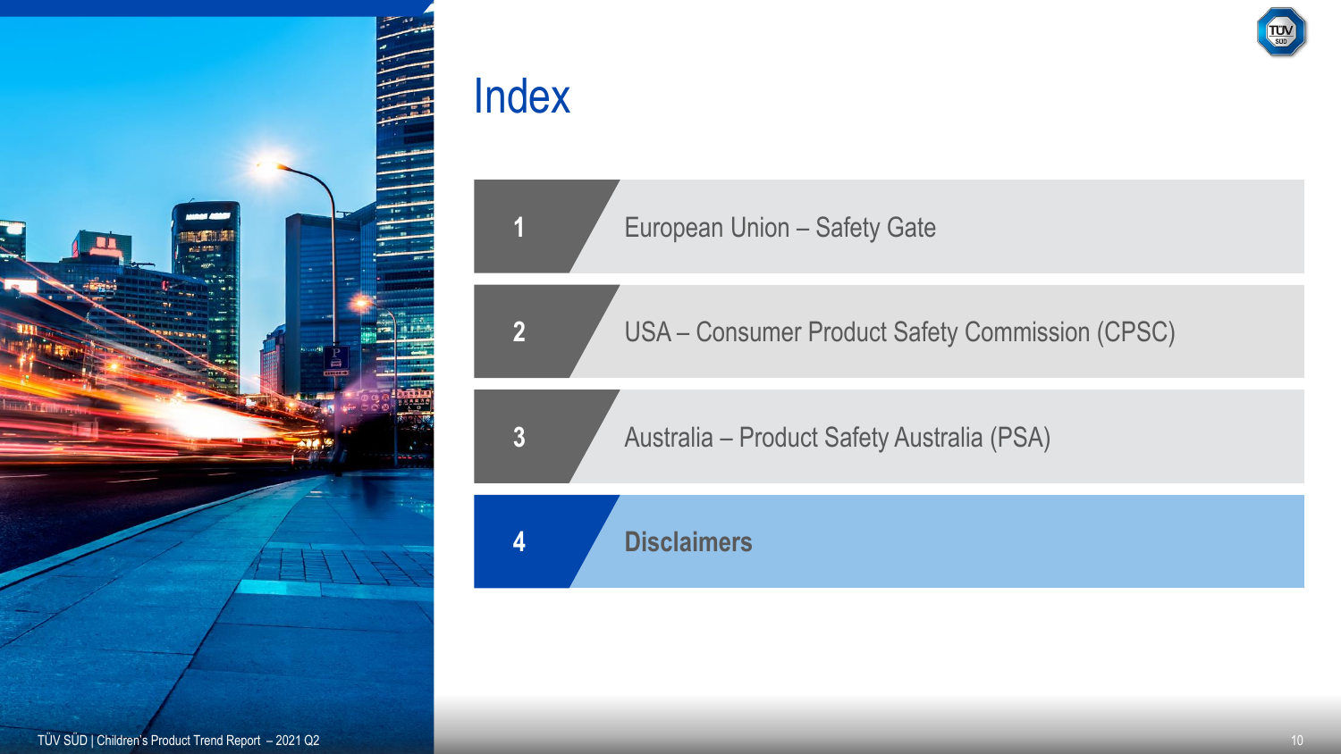# Index

1. European Union – Safety Gate
2. USA – Consumer Product Safety Commission (CPSC)
3. Australia – Product Safety Australia (PSA)
4. **Disclaimers**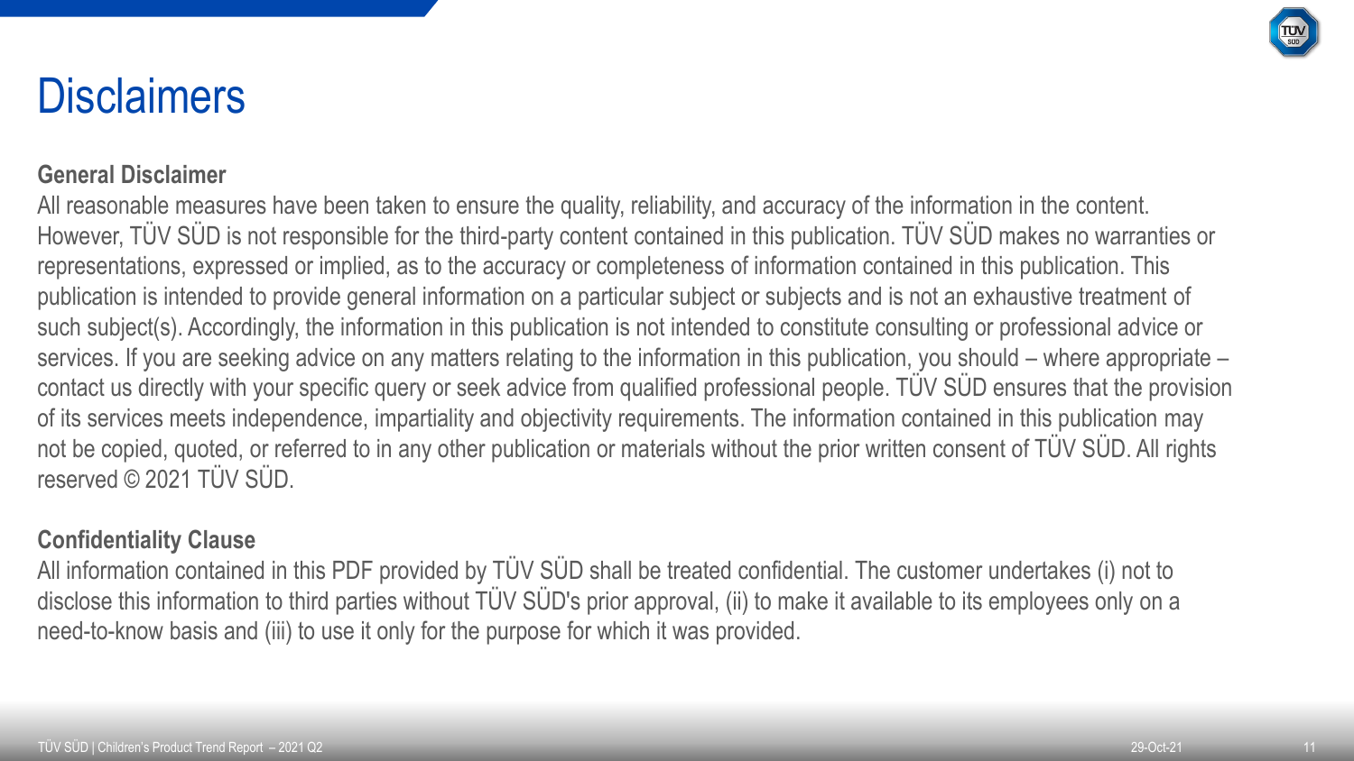# Disclaimers

**General Disclaimer**

All reasonable measures have been taken to ensure the quality, reliability, and accuracy of the information in the content. However, TÜV SÜD is not responsible for the third-party content contained in this publication. TÜV SÜD makes no warranties or representations, expressed or implied, as to the accuracy or completeness of information contained in this publication. This publication is intended to provide general information on a particular subject or subjects and is not an exhaustive treatment of such subject(s). Accordingly, the information in this publication is not intended to constitute consulting or professional advice or services. If you are seeking advice on any matters relating to the information in this publication, you should – where appropriate – contact us directly with your specific query or seek advice from qualified professional people. TÜV SÜD ensures that the provision of its services meets independence, impartiality and objectivity requirements. The information contained in this publication may not be copied, quoted, or referred to in any other publication or materials without the prior written consent of TÜV SÜD. All rights reserved © 2021 TÜV SÜD.

**Confidentiality Clause**

All information contained in this PDF provided by TÜV SÜD shall be treated confidential. The customer undertakes (i) not to disclose this information to third parties without TÜV SÜD's prior approval, (ii) to make it available to its employees only on a need-to-know basis and (iii) to use it only for the purpose for which it was provided.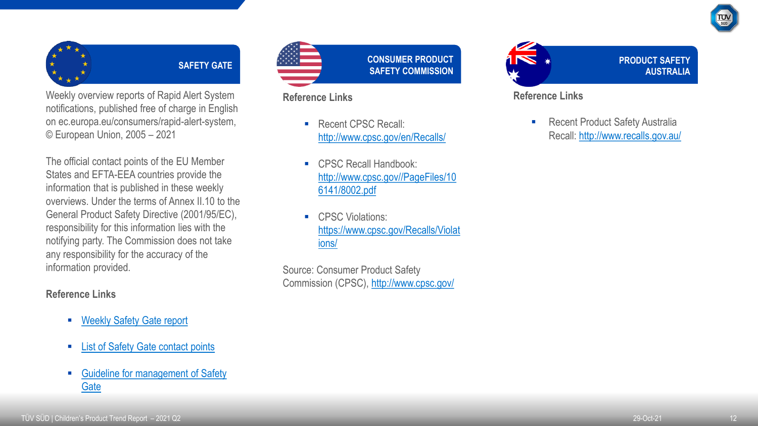## SAFETY GATE

Weekly overview reports of Rapid Alert System notifications, published free of charge in English on ec.europa.eu/consumers/rapid-alert-system, © European Union, 2005 – 2021

The official contact points of the EU Member States and EFTA-EEA countries provide the information that is published in these weekly overviews. Under the terms of Annex II.10 to the General Product Safety Directive (2001/95/EC), responsibility for this information lies with the notifying party. The Commission does not take any responsibility for the accuracy of the information provided.

**Reference Links**

- Weekly Safety Gate report
- List of Safety Gate contact points
- Guideline for management of Safety Gate

## CONSUMER PRODUCT SAFETY COMMISSION

**Reference Links**

- Recent CPSC Recall: http://www.cpsc.gov/en/Recalls/
- CPSC Recall Handbook: http://www.cpsc.gov//PageFiles/106141/8002.pdf
- CPSC Violations: https://www.cpsc.gov/Recalls/Violations/

Source: Consumer Product Safety Commission (CPSC), http://www.cpsc.gov/

## PRODUCT SAFETY AUSTRALIA

**Reference Links**

- Recent Product Safety Australia Recall: http://www.recalls.gov.au/